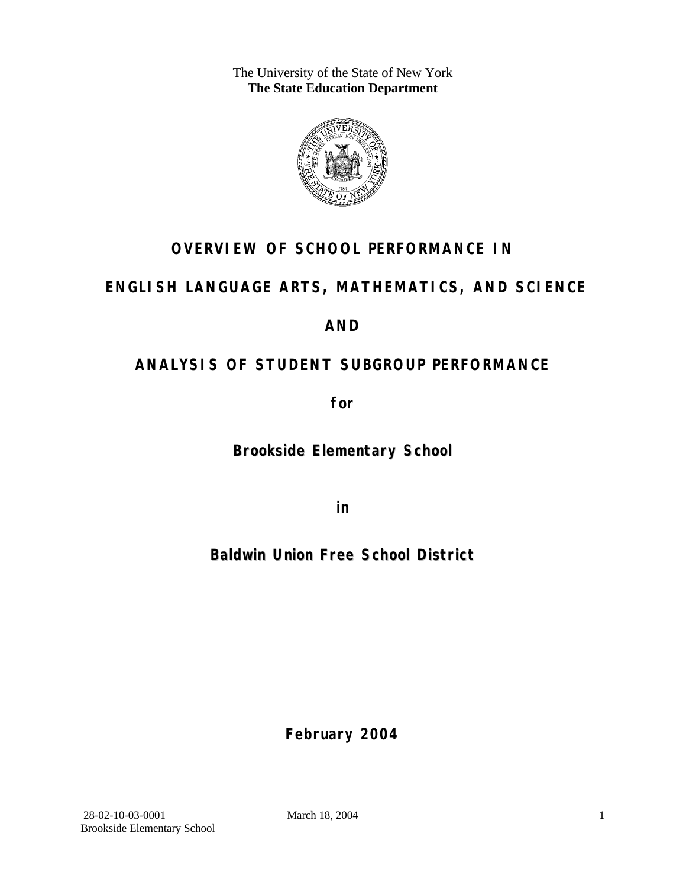The University of the State of New York
**The State Education Department**

# OVERVIEW OF SCHOOL PERFORMANCE IN

# ENGLISH LANGUAGE ARTS, MATHEMATICS, AND SCIENCE

# AND

# ANALYSIS OF STUDENT SUBGROUP PERFORMANCE

**for**

**Brookside Elementary School**

**in**

**Baldwin Union Free School District**

**February 2004**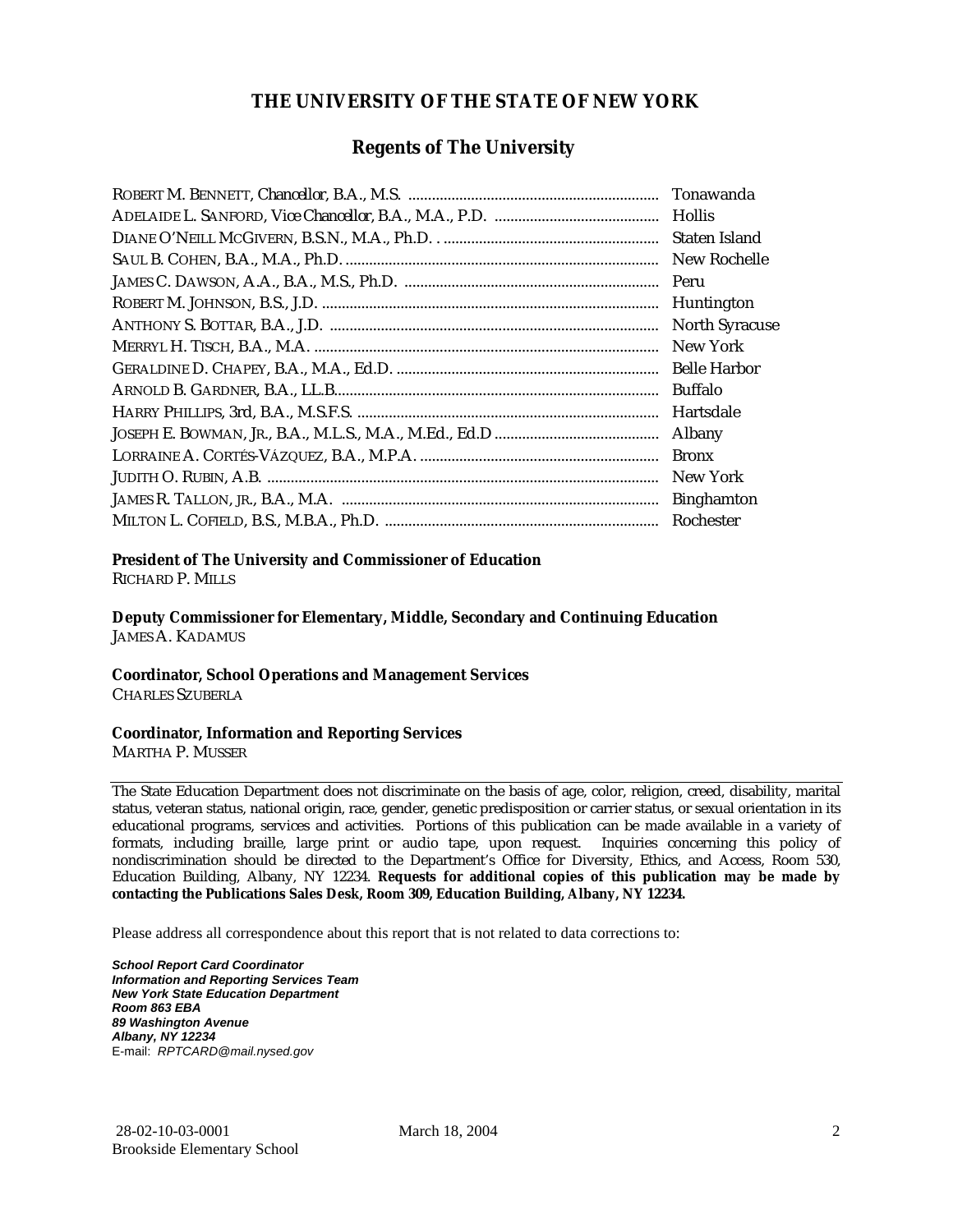# THE UNIVERSITY OF THE STATE OF NEW YORK

## Regents of The University

| | |
|---|---|
| ROBERT M. BENNETT, *Chancellor*, B.A., M.S. | Tonawanda |
| ADELAIDE L. SANFORD, *Vice Chancellor*, B.A., M.A., P.D. | Hollis |
| DIANE O'NEILL MCGIVERN, B.S.N., M.A., Ph.D. | Staten Island |
| SAUL B. COHEN, B.A., M.A., Ph.D. | New Rochelle |
| JAMES C. DAWSON, A.A., B.A., M.S., Ph.D. | Peru |
| ROBERT M. JOHNSON, B.S., J.D. | Huntington |
| ANTHONY S. BOTTAR, B.A., J.D. | North Syracuse |
| MERRYL H. TISCH, B.A., M.A. | New York |
| GERALDINE D. CHAPEY, B.A., M.A., Ed.D. | Belle Harbor |
| ARNOLD B. GARDNER, B.A., LL.B. | Buffalo |
| HARRY PHILLIPS, 3rd, B.A., M.S.F.S. | Hartsdale |
| JOSEPH E. BOWMAN, JR., B.A., M.L.S., M.A., M.Ed., Ed.D | Albany |
| LORRAINE A. CORTÉS-VÁZQUEZ, B.A., M.P.A. | Bronx |
| JUDITH O. RUBIN, A.B. | New York |
| JAMES R. TALLON, JR., B.A., M.A. | Binghamton |
| MILTON L. COFIELD, B.S., M.B.A., Ph.D. | Rochester |

**President of The University and Commissioner of Education**
RICHARD P. MILLS

**Deputy Commissioner for Elementary, Middle, Secondary and Continuing Education**
JAMES A. KADAMUS

**Coordinator, School Operations and Management Services**
CHARLES SZUBERLA

**Coordinator, Information and Reporting Services**
MARTHA P. MUSSER

---

The State Education Department does not discriminate on the basis of age, color, religion, creed, disability, marital status, veteran status, national origin, race, gender, genetic predisposition or carrier status, or sexual orientation in its educational programs, services and activities. Portions of this publication can be made available in a variety of formats, including braille, large print or audio tape, upon request. Inquiries concerning this policy of nondiscrimination should be directed to the Department's Office for Diversity, Ethics, and Access, Room 530, Education Building, Albany, NY 12234. **Requests for additional copies of this publication may be made by contacting the Publications Sales Desk, Room 309, Education Building, Albany, NY 12234.**

Please address all correspondence about this report that is not related to data corrections to:

***School Report Card Coordinator***
***Information and Reporting Services Team***
***New York State Education Department***
***Room 863 EBA***
***89 Washington Avenue***
***Albany, NY 12234***
E-mail: *RPTCARD@mail.nysed.gov*

28-02-10-03-0001 March 18, 2004
Brookside Elementary School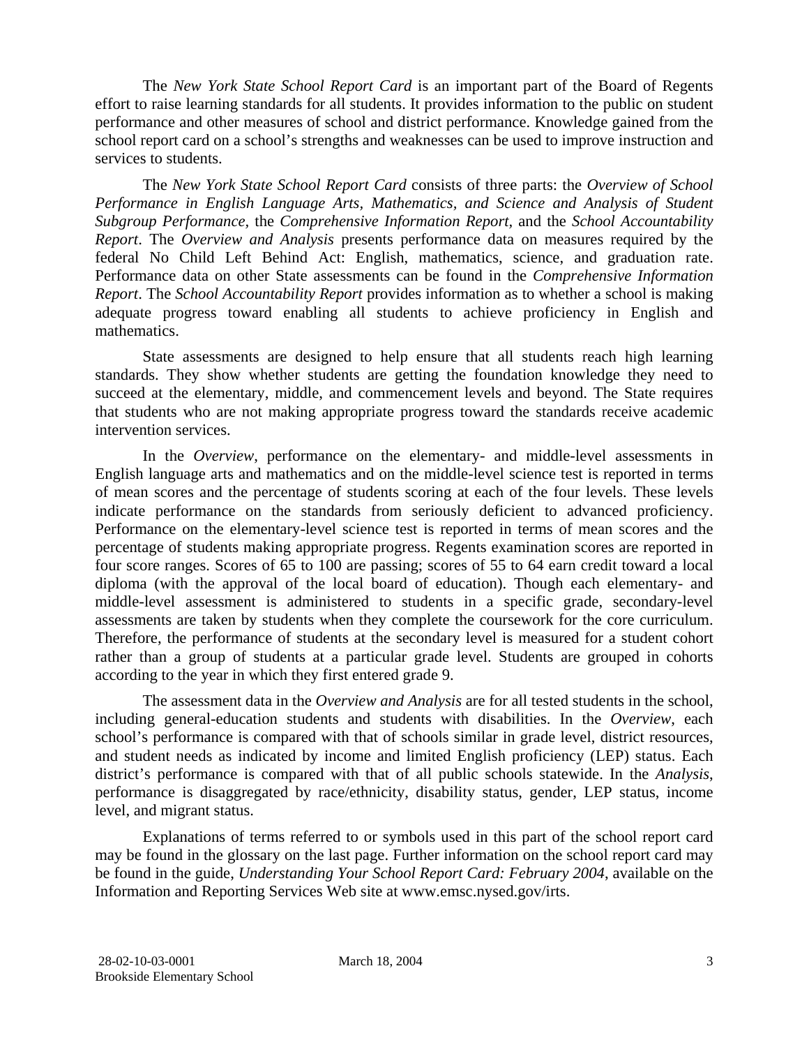The *New York State School Report Card* is an important part of the Board of Regents effort to raise learning standards for all students. It provides information to the public on student performance and other measures of school and district performance. Knowledge gained from the school report card on a school's strengths and weaknesses can be used to improve instruction and services to students.

The *New York State School Report Card* consists of three parts: the *Overview of School Performance in English Language Arts, Mathematics, and Science and Analysis of Student Subgroup Performance,* the *Comprehensive Information Report,* and the *School Accountability Report*. The *Overview and Analysis* presents performance data on measures required by the federal No Child Left Behind Act: English, mathematics, science, and graduation rate. Performance data on other State assessments can be found in the *Comprehensive Information Report*. The *School Accountability Report* provides information as to whether a school is making adequate progress toward enabling all students to achieve proficiency in English and mathematics.

State assessments are designed to help ensure that all students reach high learning standards. They show whether students are getting the foundation knowledge they need to succeed at the elementary, middle, and commencement levels and beyond. The State requires that students who are not making appropriate progress toward the standards receive academic intervention services.

In the *Overview*, performance on the elementary- and middle-level assessments in English language arts and mathematics and on the middle-level science test is reported in terms of mean scores and the percentage of students scoring at each of the four levels. These levels indicate performance on the standards from seriously deficient to advanced proficiency. Performance on the elementary-level science test is reported in terms of mean scores and the percentage of students making appropriate progress. Regents examination scores are reported in four score ranges. Scores of 65 to 100 are passing; scores of 55 to 64 earn credit toward a local diploma (with the approval of the local board of education). Though each elementary- and middle-level assessment is administered to students in a specific grade, secondary-level assessments are taken by students when they complete the coursework for the core curriculum. Therefore, the performance of students at the secondary level is measured for a student cohort rather than a group of students at a particular grade level. Students are grouped in cohorts according to the year in which they first entered grade 9.

The assessment data in the *Overview and Analysis* are for all tested students in the school, including general-education students and students with disabilities. In the *Overview*, each school's performance is compared with that of schools similar in grade level, district resources, and student needs as indicated by income and limited English proficiency (LEP) status. Each district's performance is compared with that of all public schools statewide. In the *Analysis*, performance is disaggregated by race/ethnicity, disability status, gender, LEP status, income level, and migrant status.

Explanations of terms referred to or symbols used in this part of the school report card may be found in the glossary on the last page. Further information on the school report card may be found in the guide, *Understanding Your School Report Card: February 2004*, available on the Information and Reporting Services Web site at www.emsc.nysed.gov/irts.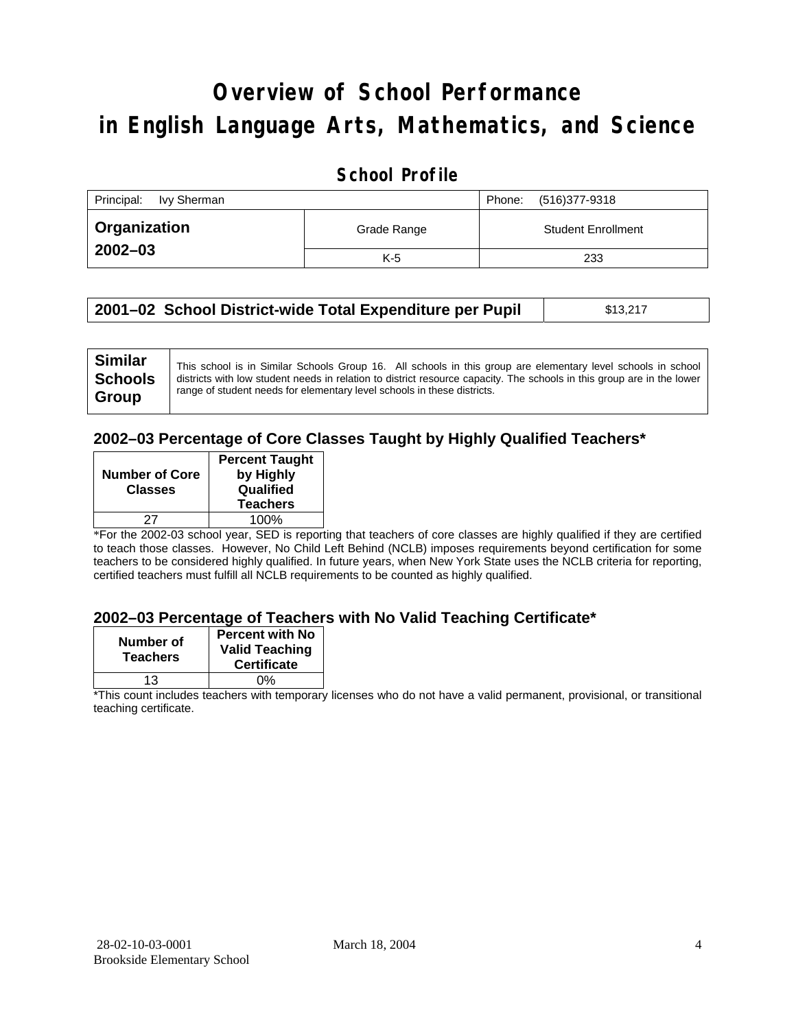# Overview of School Performance in English Language Arts, Mathematics, and Science

## School Profile

| Principal: Ivy Sherman | | Phone: (516)377-9318 |
|---|---|---|
| **Organization 2002–03** | Grade Range | Student Enrollment |
| | K-5 | 233 |

| **2001–02 School District-wide Total Expenditure per Pupil** | $13,217 |
|---|---|

| **Similar Schools Group** | This school is in Similar Schools Group 16. All schools in this group are elementary level schools in school districts with low student needs in relation to district resource capacity. The schools in this group are in the lower range of student needs for elementary level schools in these districts. |
|---|---|

### 2002–03 Percentage of Core Classes Taught by Highly Qualified Teachers*

| Number of Core Classes | Percent Taught by Highly Qualified Teachers |
|---|---|
| 27 | 100% |

*For the 2002-03 school year, SED is reporting that teachers of core classes are highly qualified if they are certified to teach those classes. However, No Child Left Behind (NCLB) imposes requirements beyond certification for some teachers to be considered highly qualified. In future years, when New York State uses the NCLB criteria for reporting, certified teachers must fulfill all NCLB requirements to be counted as highly qualified.

### 2002–03 Percentage of Teachers with No Valid Teaching Certificate*

| Number of Teachers | Percent with No Valid Teaching Certificate |
|---|---|
| 13 | 0% |

*This count includes teachers with temporary licenses who do not have a valid permanent, provisional, or transitional teaching certificate.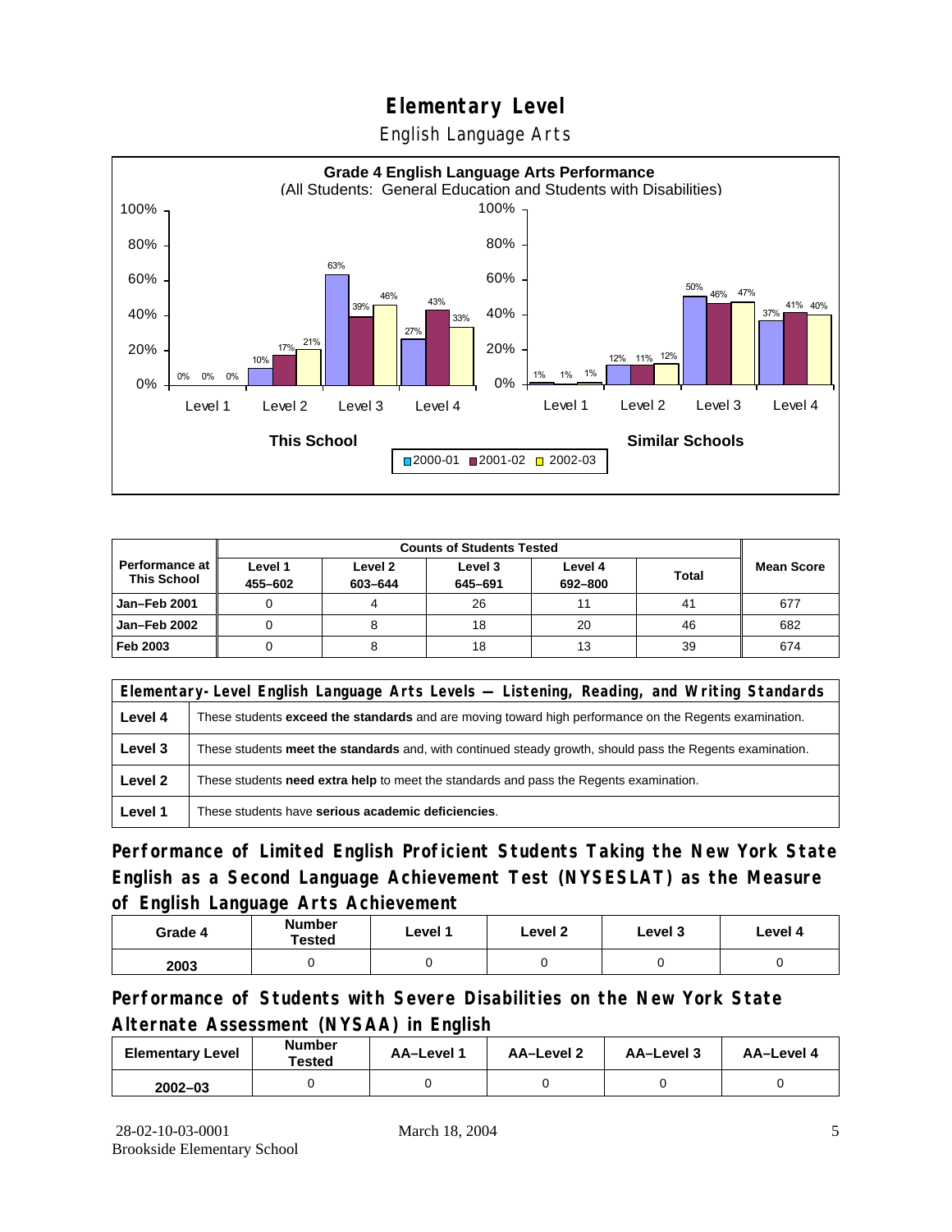# Elementary Level

English Language Arts

**Grade 4 English Language Arts Performance**
(All Students: General Education and Students with Disabilities)

| | This School 2000-01 | This School 2001-02 | This School 2002-03 | Similar Schools 2000-01 | Similar Schools 2001-02 | Similar Schools 2002-03 |
|---|---|---|---|---|---|---|
| Level 1 | 0% | 0% | 0% | 1% | 1% | 1% |
| Level 2 | 10% | 17% | 21% | 12% | 11% | 12% |
| Level 3 | 63% | 39% | 46% | 50% | 46% | 47% |
| Level 4 | 27% | 43% | 33% | 37% | 41% | 40% |

| Performance at This School | Counts of Students Tested | | | | | Mean Score |
|---|---|---|---|---|---|---|
| | Level 1 455–602 | Level 2 603–644 | Level 3 645–691 | Level 4 692–800 | Total | |
| Jan–Feb 2001 | 0 | 4 | 26 | 11 | 41 | 677 |
| Jan–Feb 2002 | 0 | 8 | 18 | 20 | 46 | 682 |
| Feb 2003 | 0 | 8 | 18 | 13 | 39 | 674 |

| Elementary-Level English Language Arts Levels — Listening, Reading, and Writing Standards | |
|---|---|
| Level 4 | These students **exceed the standards** and are moving toward high performance on the Regents examination. |
| Level 3 | These students **meet the standards** and, with continued steady growth, should pass the Regents examination. |
| Level 2 | These students **need extra help** to meet the standards and pass the Regents examination. |
| Level 1 | These students have **serious academic deficiencies**. |

## Performance of Limited English Proficient Students Taking the New York State English as a Second Language Achievement Test (NYSESLAT) as the Measure of English Language Arts Achievement

| Grade 4 | Number Tested | Level 1 | Level 2 | Level 3 | Level 4 |
|---|---|---|---|---|---|
| 2003 | 0 | 0 | 0 | 0 | 0 |

## Performance of Students with Severe Disabilities on the New York State Alternate Assessment (NYSAA) in English

| Elementary Level | Number Tested | AA–Level 1 | AA–Level 2 | AA–Level 3 | AA–Level 4 |
|---|---|---|---|---|---|
| 2002–03 | 0 | 0 | 0 | 0 | 0 |

28-02-10-03-0001
Brookside Elementary School

March 18, 2004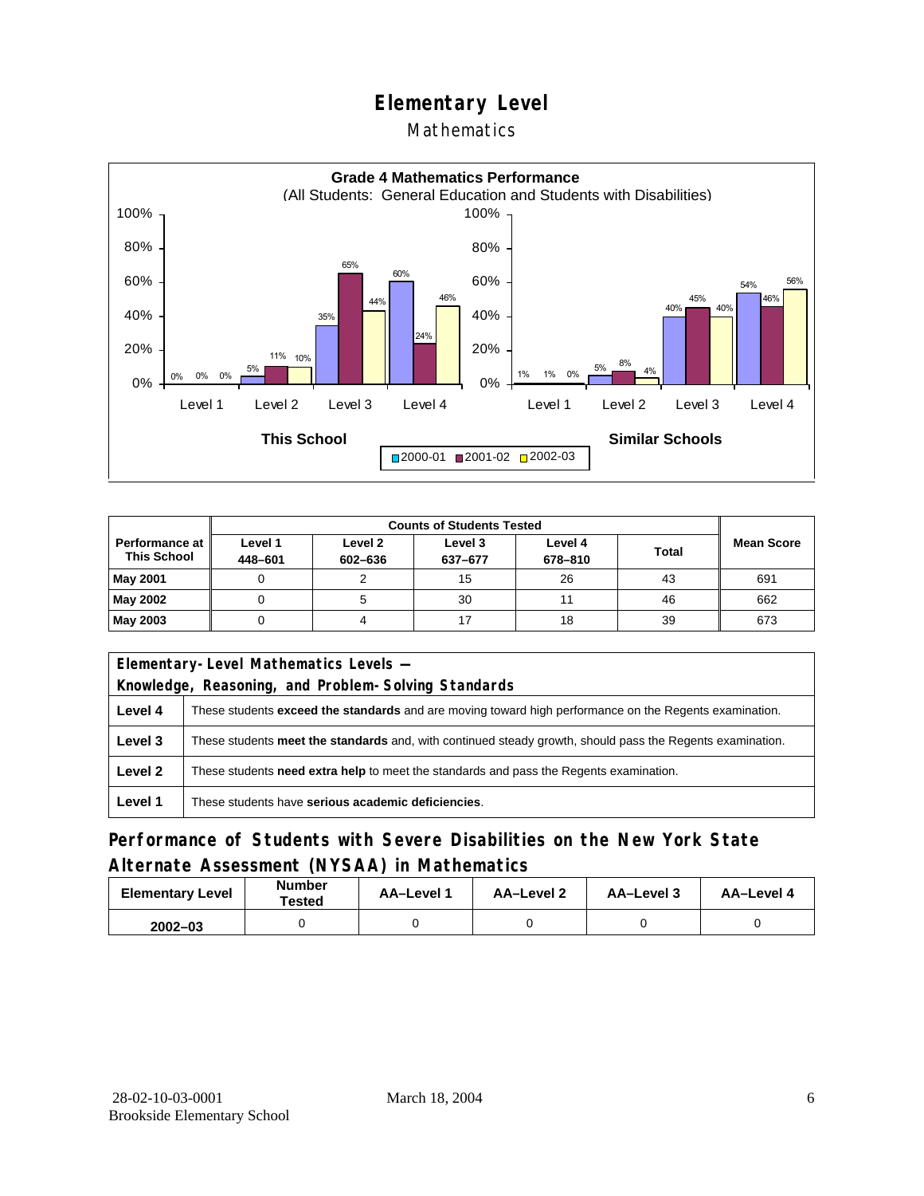# Elementary Level

## Mathematics

**Grade 4 Mathematics Performance**
(All Students: General Education and Students with Disabilities)

| | This School 2000-01 | This School 2001-02 | This School 2002-03 | Similar Schools 2000-01 | Similar Schools 2001-02 | Similar Schools 2002-03 |
|---|---|---|---|---|---|---|
| Level 1 | 0% | 0% | 0% | 1% | 1% | 0% |
| Level 2 | 5% | 11% | 10% | 5% | 8% | 4% |
| Level 3 | 35% | 65% | 44% | 40% | 45% | 40% |
| Level 4 | 60% | 24% | 46% | 54% | 46% | 56% |

| Performance at This School | Counts of Students Tested | | | | | Mean Score |
|---|---|---|---|---|---|---|
| | Level 1 448–601 | Level 2 602–636 | Level 3 637–677 | Level 4 678–810 | Total | |
| **May 2001** | 0 | 2 | 15 | 26 | 43 | 691 |
| **May 2002** | 0 | 5 | 30 | 11 | 46 | 662 |
| **May 2003** | 0 | 4 | 17 | 18 | 39 | 673 |

| Elementary-Level Mathematics Levels — Knowledge, Reasoning, and Problem-Solving Standards | |
|---|---|
| **Level 4** | These students **exceed the standards** and are moving toward high performance on the Regents examination. |
| **Level 3** | These students **meet the standards** and, with continued steady growth, should pass the Regents examination. |
| **Level 2** | These students **need extra help** to meet the standards and pass the Regents examination. |
| **Level 1** | These students have **serious academic deficiencies**. |

## Performance of Students with Severe Disabilities on the New York State Alternate Assessment (NYSAA) in Mathematics

| Elementary Level | Number Tested | AA–Level 1 | AA–Level 2 | AA–Level 3 | AA–Level 4 |
|---|---|---|---|---|---|
| **2002–03** | 0 | 0 | 0 | 0 | 0 |

28-02-10-03-0001
Brookside Elementary School

March 18, 2004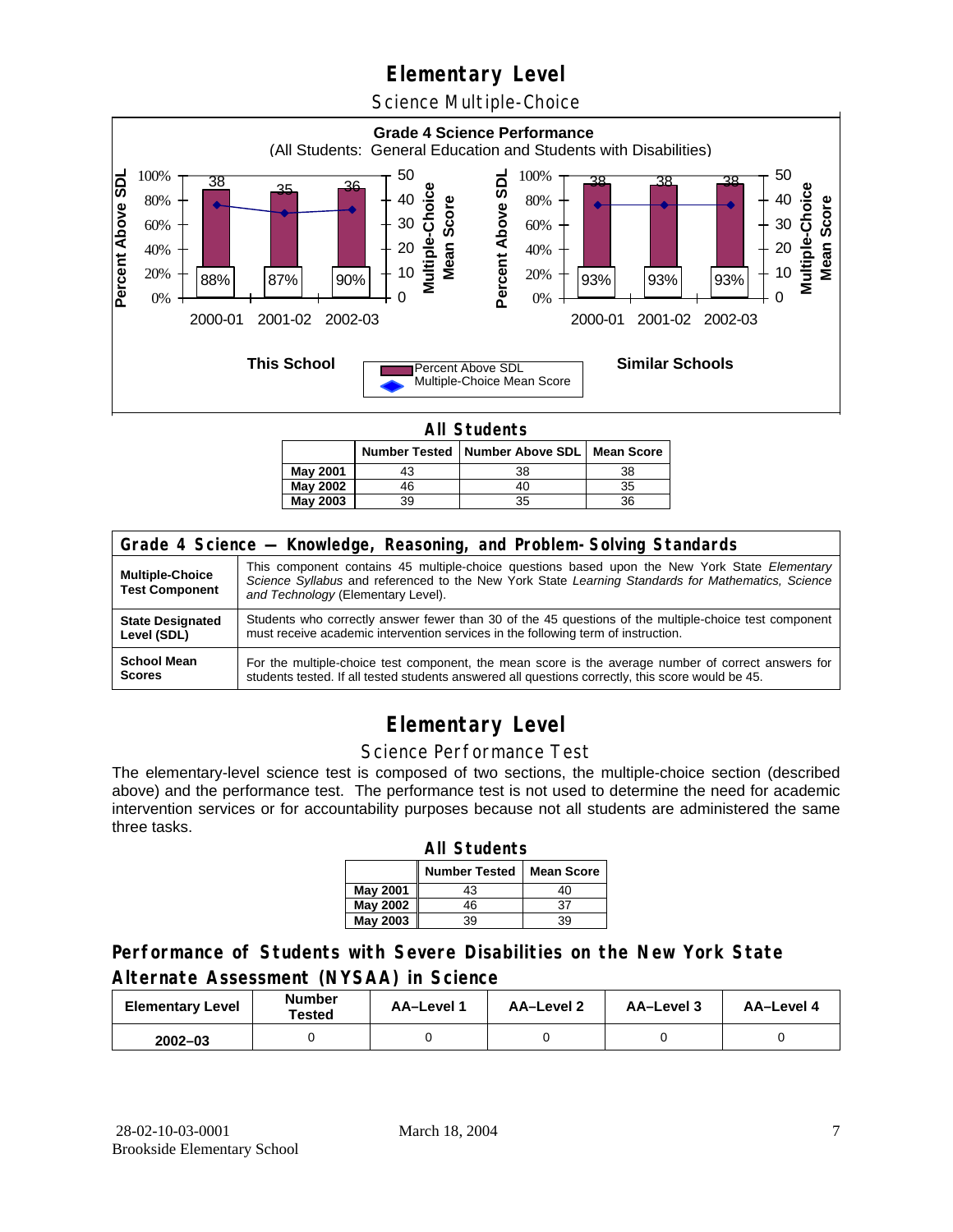# Elementary Level

## Science Multiple-Choice

**Grade 4 Science Performance**
(All Students: General Education and Students with Disabilities)

**This School**

| Year | Percent Above SDL | Multiple-Choice Mean Score |
|---|---|---|
| 2000-01 | 88% | 38 |
| 2001-02 | 87% | 35 |
| 2002-03 | 90% | 36 |

**Similar Schools**

| Year | Percent Above SDL | Multiple-Choice Mean Score |
|---|---|---|
| 2000-01 | 93% | 38 |
| 2001-02 | 93% | 38 |
| 2002-03 | 93% | 38 |

**All Students**

| | Number Tested | Number Above SDL | Mean Score |
|---|---|---|---|
| May 2001 | 43 | 38 | 38 |
| May 2002 | 46 | 40 | 35 |
| May 2003 | 39 | 35 | 36 |

| Grade 4 Science — Knowledge, Reasoning, and Problem-Solving Standards | |
|---|---|
| **Multiple-Choice Test Component** | This component contains 45 multiple-choice questions based upon the New York State *Elementary Science Syllabus* and referenced to the New York State *Learning Standards for Mathematics, Science and Technology* (Elementary Level). |
| **State Designated Level (SDL)** | Students who correctly answer fewer than 30 of the 45 questions of the multiple-choice test component must receive academic intervention services in the following term of instruction. |
| **School Mean Scores** | For the multiple-choice test component, the mean score is the average number of correct answers for students tested. If all tested students answered all questions correctly, this score would be 45. |

# Elementary Level

## Science Performance Test

The elementary-level science test is composed of two sections, the multiple-choice section (described above) and the performance test. The performance test is not used to determine the need for academic intervention services or for accountability purposes because not all students are administered the same three tasks.

**All Students**

| | Number Tested | Mean Score |
|---|---|---|
| May 2001 | 43 | 40 |
| May 2002 | 46 | 37 |
| May 2003 | 39 | 39 |

## Performance of Students with Severe Disabilities on the New York State Alternate Assessment (NYSAA) in Science

| Elementary Level | Number Tested | AA–Level 1 | AA–Level 2 | AA–Level 3 | AA–Level 4 |
|---|---|---|---|---|---|
| 2002–03 | 0 | 0 | 0 | 0 | 0 |

28-02-10-03-0001
Brookside Elementary School

March 18, 2004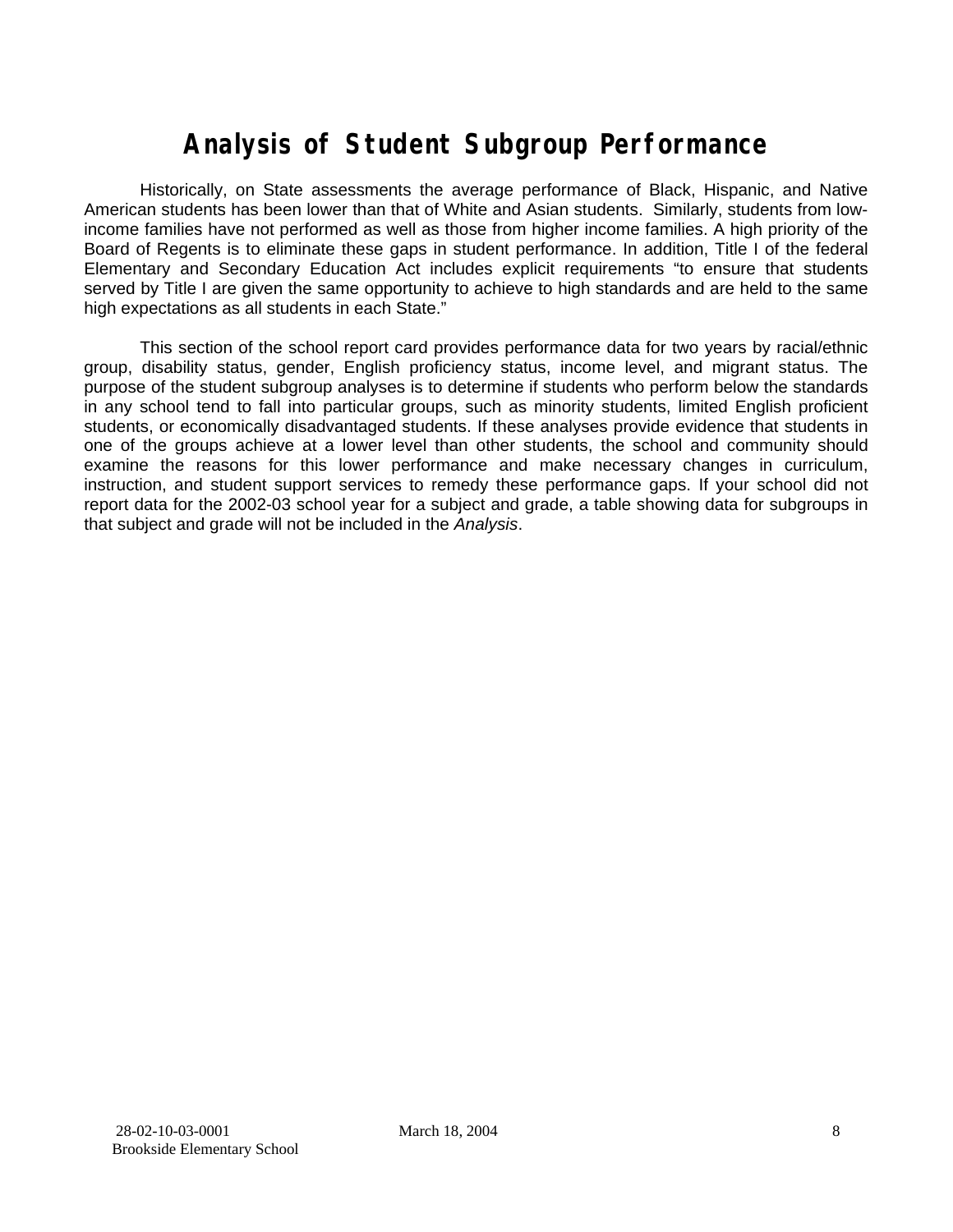# Analysis of Student Subgroup Performance

Historically, on State assessments the average performance of Black, Hispanic, and Native American students has been lower than that of White and Asian students. Similarly, students from low-income families have not performed as well as those from higher income families. A high priority of the Board of Regents is to eliminate these gaps in student performance. In addition, Title I of the federal Elementary and Secondary Education Act includes explicit requirements "to ensure that students served by Title I are given the same opportunity to achieve to high standards and are held to the same high expectations as all students in each State."

This section of the school report card provides performance data for two years by racial/ethnic group, disability status, gender, English proficiency status, income level, and migrant status. The purpose of the student subgroup analyses is to determine if students who perform below the standards in any school tend to fall into particular groups, such as minority students, limited English proficient students, or economically disadvantaged students. If these analyses provide evidence that students in one of the groups achieve at a lower level than other students, the school and community should examine the reasons for this lower performance and make necessary changes in curriculum, instruction, and student support services to remedy these performance gaps. If your school did not report data for the 2002-03 school year for a subject and grade, a table showing data for subgroups in that subject and grade will not be included in the *Analysis*.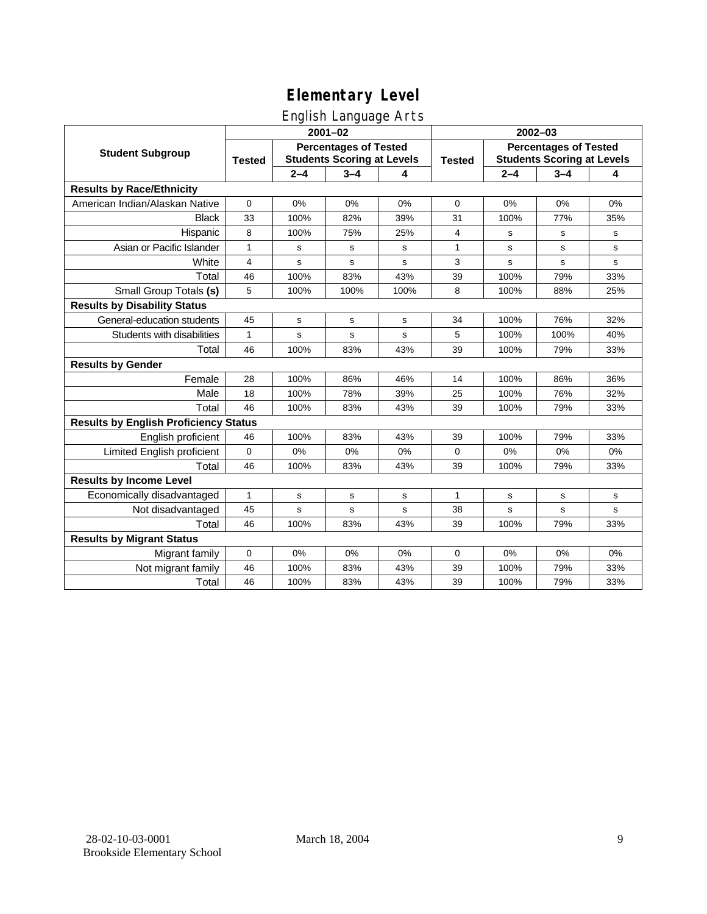# Elementary Level

## English Language Arts

| Student Subgroup | 2001–02 | | | | 2002–03 | | | |
|---|---|---|---|---|---|---|---|---|
| | Tested | Percentages of Tested Students Scoring at Levels | | | Tested | Percentages of Tested Students Scoring at Levels | | |
| | | 2–4 | 3–4 | 4 | | 2–4 | 3–4 | 4 |
| **Results by Race/Ethnicity** | | | | | | | | |
| American Indian/Alaskan Native | 0 | 0% | 0% | 0% | 0 | 0% | 0% | 0% |
| Black | 33 | 100% | 82% | 39% | 31 | 100% | 77% | 35% |
| Hispanic | 8 | 100% | 75% | 25% | 4 | s | s | s |
| Asian or Pacific Islander | 1 | s | s | s | 1 | s | s | s |
| White | 4 | s | s | s | 3 | s | s | s |
| Total | 46 | 100% | 83% | 43% | 39 | 100% | 79% | 33% |
| Small Group Totals **(s)** | 5 | 100% | 100% | 100% | 8 | 100% | 88% | 25% |
| **Results by Disability Status** | | | | | | | | |
| General-education students | 45 | s | s | s | 34 | 100% | 76% | 32% |
| Students with disabilities | 1 | s | s | s | 5 | 100% | 100% | 40% |
| Total | 46 | 100% | 83% | 43% | 39 | 100% | 79% | 33% |
| **Results by Gender** | | | | | | | | |
| Female | 28 | 100% | 86% | 46% | 14 | 100% | 86% | 36% |
| Male | 18 | 100% | 78% | 39% | 25 | 100% | 76% | 32% |
| Total | 46 | 100% | 83% | 43% | 39 | 100% | 79% | 33% |
| **Results by English Proficiency Status** | | | | | | | | |
| English proficient | 46 | 100% | 83% | 43% | 39 | 100% | 79% | 33% |
| Limited English proficient | 0 | 0% | 0% | 0% | 0 | 0% | 0% | 0% |
| Total | 46 | 100% | 83% | 43% | 39 | 100% | 79% | 33% |
| **Results by Income Level** | | | | | | | | |
| Economically disadvantaged | 1 | s | s | s | 1 | s | s | s |
| Not disadvantaged | 45 | s | s | s | 38 | s | s | s |
| Total | 46 | 100% | 83% | 43% | 39 | 100% | 79% | 33% |
| **Results by Migrant Status** | | | | | | | | |
| Migrant family | 0 | 0% | 0% | 0% | 0 | 0% | 0% | 0% |
| Not migrant family | 46 | 100% | 83% | 43% | 39 | 100% | 79% | 33% |
| Total | 46 | 100% | 83% | 43% | 39 | 100% | 79% | 33% |

28-02-10-03-0001
Brookside Elementary School

March 18, 2004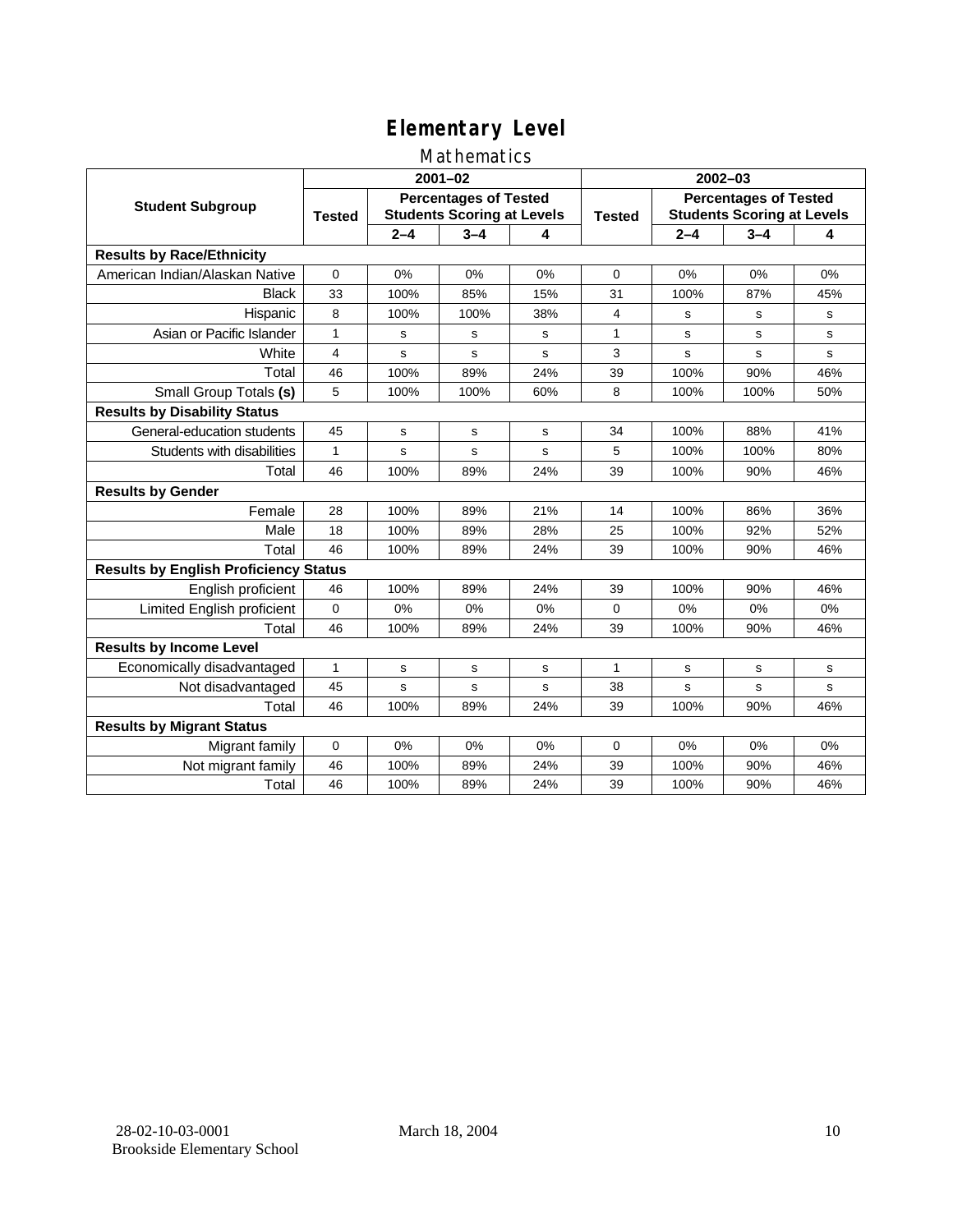# Elementary Level

## Mathematics

| Student Subgroup | 2001–02 | | | | 2002–03 | | | |
|---|---|---|---|---|---|---|---|---|
| | Tested | Percentages of Tested Students Scoring at Levels | | | Tested | Percentages of Tested Students Scoring at Levels | | |
| | | 2–4 | 3–4 | 4 | | 2–4 | 3–4 | 4 |
| **Results by Race/Ethnicity** | | | | | | | | |
| American Indian/Alaskan Native | 0 | 0% | 0% | 0% | 0 | 0% | 0% | 0% |
| Black | 33 | 100% | 85% | 15% | 31 | 100% | 87% | 45% |
| Hispanic | 8 | 100% | 100% | 38% | 4 | s | s | s |
| Asian or Pacific Islander | 1 | s | s | s | 1 | s | s | s |
| White | 4 | s | s | s | 3 | s | s | s |
| Total | 46 | 100% | 89% | 24% | 39 | 100% | 90% | 46% |
| Small Group Totals **(s)** | 5 | 100% | 100% | 60% | 8 | 100% | 100% | 50% |
| **Results by Disability Status** | | | | | | | | |
| General-education students | 45 | s | s | s | 34 | 100% | 88% | 41% |
| Students with disabilities | 1 | s | s | s | 5 | 100% | 100% | 80% |
| Total | 46 | 100% | 89% | 24% | 39 | 100% | 90% | 46% |
| **Results by Gender** | | | | | | | | |
| Female | 28 | 100% | 89% | 21% | 14 | 100% | 86% | 36% |
| Male | 18 | 100% | 89% | 28% | 25 | 100% | 92% | 52% |
| Total | 46 | 100% | 89% | 24% | 39 | 100% | 90% | 46% |
| **Results by English Proficiency Status** | | | | | | | | |
| English proficient | 46 | 100% | 89% | 24% | 39 | 100% | 90% | 46% |
| Limited English proficient | 0 | 0% | 0% | 0% | 0 | 0% | 0% | 0% |
| Total | 46 | 100% | 89% | 24% | 39 | 100% | 90% | 46% |
| **Results by Income Level** | | | | | | | | |
| Economically disadvantaged | 1 | s | s | s | 1 | s | s | s |
| Not disadvantaged | 45 | s | s | s | 38 | s | s | s |
| Total | 46 | 100% | 89% | 24% | 39 | 100% | 90% | 46% |
| **Results by Migrant Status** | | | | | | | | |
| Migrant family | 0 | 0% | 0% | 0% | 0 | 0% | 0% | 0% |
| Not migrant family | 46 | 100% | 89% | 24% | 39 | 100% | 90% | 46% |
| Total | 46 | 100% | 89% | 24% | 39 | 100% | 90% | 46% |

28-02-10-03-0001
Brookside Elementary School

March 18, 2004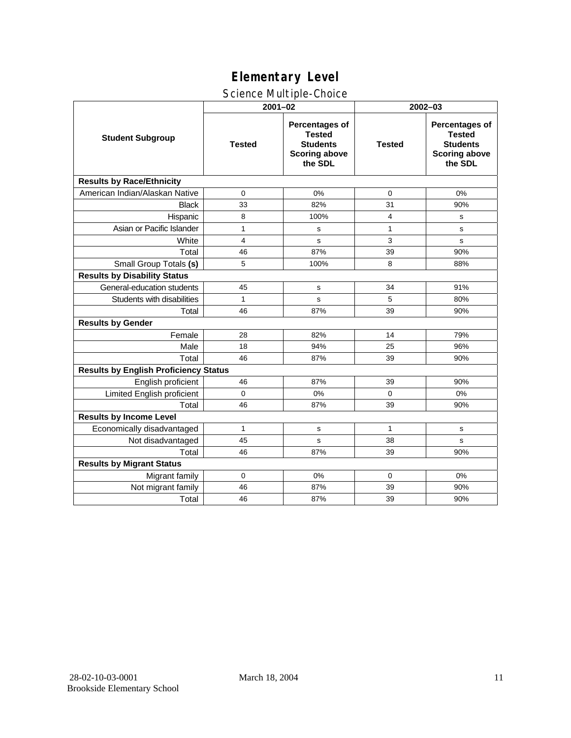# Elementary Level

## Science Multiple-Choice

| Student Subgroup | 2001–02 | | 2002–03 | |
|---|---|---|---|---|
| | Tested | Percentages of Tested Students Scoring above the SDL | Tested | Percentages of Tested Students Scoring above the SDL |
| **Results by Race/Ethnicity** | | | | |
| American Indian/Alaskan Native | 0 | 0% | 0 | 0% |
| Black | 33 | 82% | 31 | 90% |
| Hispanic | 8 | 100% | 4 | s |
| Asian or Pacific Islander | 1 | s | 1 | s |
| White | 4 | s | 3 | s |
| Total | 46 | 87% | 39 | 90% |
| Small Group Totals **(s)** | 5 | 100% | 8 | 88% |
| **Results by Disability Status** | | | | |
| General-education students | 45 | s | 34 | 91% |
| Students with disabilities | 1 | s | 5 | 80% |
| Total | 46 | 87% | 39 | 90% |
| **Results by Gender** | | | | |
| Female | 28 | 82% | 14 | 79% |
| Male | 18 | 94% | 25 | 96% |
| Total | 46 | 87% | 39 | 90% |
| **Results by English Proficiency Status** | | | | |
| English proficient | 46 | 87% | 39 | 90% |
| Limited English proficient | 0 | 0% | 0 | 0% |
| Total | 46 | 87% | 39 | 90% |
| **Results by Income Level** | | | | |
| Economically disadvantaged | 1 | s | 1 | s |
| Not disadvantaged | 45 | s | 38 | s |
| Total | 46 | 87% | 39 | 90% |
| **Results by Migrant Status** | | | | |
| Migrant family | 0 | 0% | 0 | 0% |
| Not migrant family | 46 | 87% | 39 | 90% |
| Total | 46 | 87% | 39 | 90% |

28-02-10-03-0001
Brookside Elementary School

March 18, 2004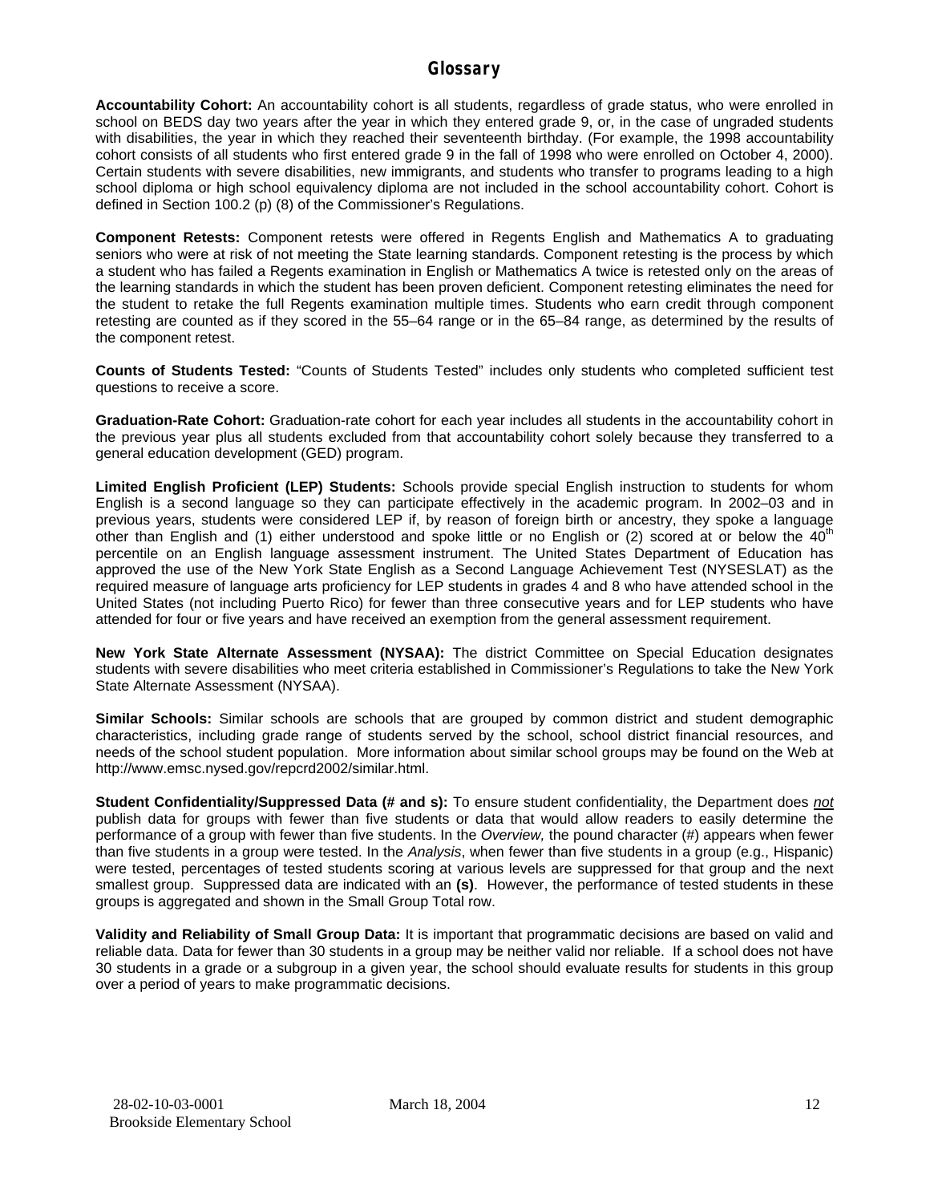# Glossary

**Accountability Cohort:** An accountability cohort is all students, regardless of grade status, who were enrolled in school on BEDS day two years after the year in which they entered grade 9, or, in the case of ungraded students with disabilities, the year in which they reached their seventeenth birthday. (For example, the 1998 accountability cohort consists of all students who first entered grade 9 in the fall of 1998 who were enrolled on October 4, 2000). Certain students with severe disabilities, new immigrants, and students who transfer to programs leading to a high school diploma or high school equivalency diploma are not included in the school accountability cohort. Cohort is defined in Section 100.2 (p) (8) of the Commissioner's Regulations.

**Component Retests:** Component retests were offered in Regents English and Mathematics A to graduating seniors who were at risk of not meeting the State learning standards. Component retesting is the process by which a student who has failed a Regents examination in English or Mathematics A twice is retested only on the areas of the learning standards in which the student has been proven deficient. Component retesting eliminates the need for the student to retake the full Regents examination multiple times. Students who earn credit through component retesting are counted as if they scored in the 55–64 range or in the 65–84 range, as determined by the results of the component retest.

**Counts of Students Tested:** "Counts of Students Tested" includes only students who completed sufficient test questions to receive a score.

**Graduation-Rate Cohort:** Graduation-rate cohort for each year includes all students in the accountability cohort in the previous year plus all students excluded from that accountability cohort solely because they transferred to a general education development (GED) program.

**Limited English Proficient (LEP) Students:** Schools provide special English instruction to students for whom English is a second language so they can participate effectively in the academic program. In 2002–03 and in previous years, students were considered LEP if, by reason of foreign birth or ancestry, they spoke a language other than English and (1) either understood and spoke little or no English or (2) scored at or below the 40th percentile on an English language assessment instrument. The United States Department of Education has approved the use of the New York State English as a Second Language Achievement Test (NYSESLAT) as the required measure of language arts proficiency for LEP students in grades 4 and 8 who have attended school in the United States (not including Puerto Rico) for fewer than three consecutive years and for LEP students who have attended for four or five years and have received an exemption from the general assessment requirement.

**New York State Alternate Assessment (NYSAA):** The district Committee on Special Education designates students with severe disabilities who meet criteria established in Commissioner's Regulations to take the New York State Alternate Assessment (NYSAA).

**Similar Schools:** Similar schools are schools that are grouped by common district and student demographic characteristics, including grade range of students served by the school, school district financial resources, and needs of the school student population. More information about similar school groups may be found on the Web at http://www.emsc.nysed.gov/repcrd2002/similar.html.

**Student Confidentiality/Suppressed Data (# and s):** To ensure student confidentiality, the Department does *not* publish data for groups with fewer than five students or data that would allow readers to easily determine the performance of a group with fewer than five students. In the *Overview,* the pound character (#) appears when fewer than five students in a group were tested. In the *Analysis*, when fewer than five students in a group (e.g., Hispanic) were tested, percentages of tested students scoring at various levels are suppressed for that group and the next smallest group. Suppressed data are indicated with an **(s)**. However, the performance of tested students in these groups is aggregated and shown in the Small Group Total row.

**Validity and Reliability of Small Group Data:** It is important that programmatic decisions are based on valid and reliable data. Data for fewer than 30 students in a group may be neither valid nor reliable. If a school does not have 30 students in a grade or a subgroup in a given year, the school should evaluate results for students in this group over a period of years to make programmatic decisions.